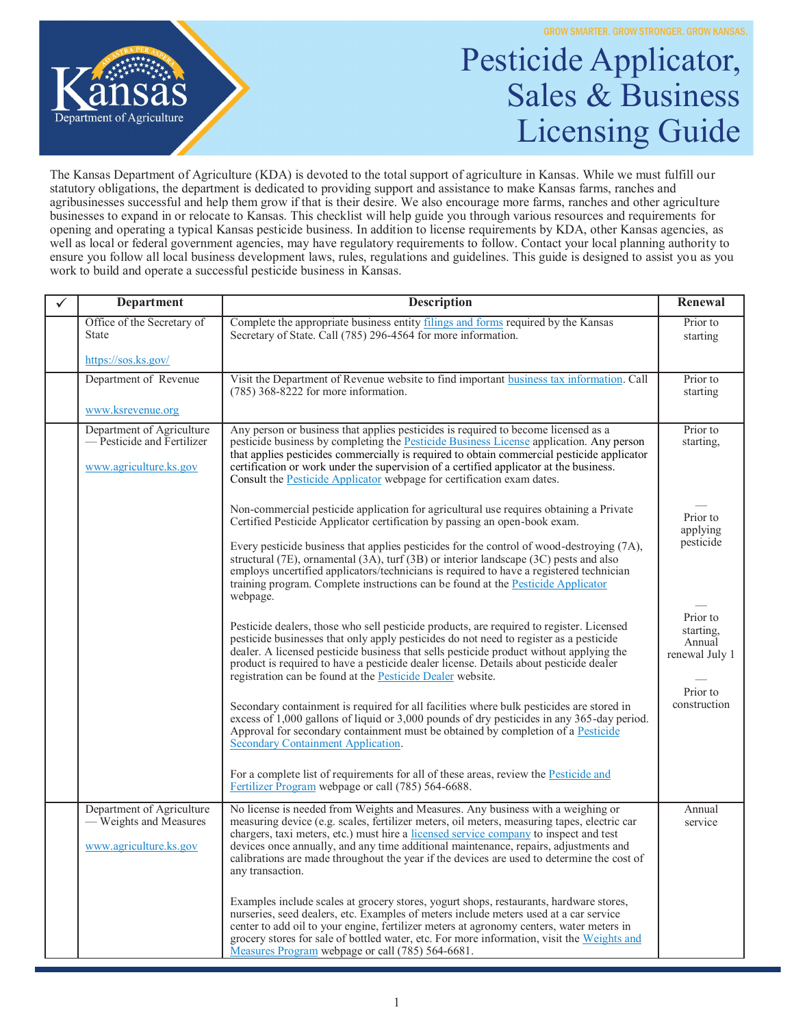GROW SMARTER. GROW STRONGER. GROW KANSAS.

Kansas Department of Agriculture

# Pesticide Applicator, Sales & Business Licensing Guide

The Kansas Department of Agriculture (KDA) is devoted to the total support of agriculture in Kansas. While we must fulfill our statutory obligations, the department is dedicated to providing support and assistance to make Kansas farms, ranches and agribusinesses successful and help them grow if that is their desire. We also encourage more farms, ranches and other agriculture businesses to expand in or relocate to Kansas. This checklist will help guide you through various resources and requirements for opening and operating a typical Kansas pesticide business. In addition to license requirements by KDA, other Kansas agencies, as well as local or federal government agencies, may have regulatory requirements to follow. Contact your local planning authority to ensure you follow all local business development laws, rules, regulations and guidelines. This guide is designed to assist you as you work to build and operate a successful pesticide business in Kansas.

| ✓ | Department | Description | Renewal |
|---|---|---|---|
| | Office of the Secretary of State<br><br>https://sos.ks.gov/ | Complete the appropriate business entity filings and forms required by the Kansas Secretary of State. Call (785) 296-4564 for more information. | Prior to starting |
| | Department of Revenue<br><br>www.ksrevenue.org | Visit the Department of Revenue website to find important business tax information. Call (785) 368-8222 for more information. | Prior to starting |
| | Department of Agriculture — Pesticide and Fertilizer<br><br>www.agriculture.ks.gov | Any person or business that applies pesticides is required to become licensed as a pesticide business by completing the Pesticide Business License application. Any person that applies pesticides commercially is required to obtain commercial pesticide applicator certification or work under the supervision of a certified applicator at the business. Consult the Pesticide Applicator webpage for certification exam dates.<br><br>Non-commercial pesticide application for agricultural use requires obtaining a Private Certified Pesticide Applicator certification by passing an open-book exam.<br><br>Every pesticide business that applies pesticides for the control of wood-destroying (7A), structural (7E), ornamental (3A), turf (3B) or interior landscape (3C) pests and also employs uncertified applicators/technicians is required to have a registered technician training program. Complete instructions can be found at the Pesticide Applicator webpage.<br><br>Pesticide dealers, those who sell pesticide products, are required to register. Licensed pesticide businesses that only apply pesticides do not need to register as a pesticide dealer. A licensed pesticide business that sells pesticide product without applying the product is required to have a pesticide dealer license. Details about pesticide dealer registration can be found at the Pesticide Dealer website.<br><br>Secondary containment is required for all facilities where bulk pesticides are stored in excess of 1,000 gallons of liquid or 3,000 pounds of dry pesticides in any 365-day period. Approval for secondary containment must be obtained by completion of a Pesticide Secondary Containment Application.<br><br>For a complete list of requirements for all of these areas, review the Pesticide and Fertilizer Program webpage or call (785) 564-6688. | Prior to starting,<br><br>—<br>Prior to applying pesticide<br><br>—<br>Prior to starting, Annual renewal July 1<br><br>—<br>Prior to construction |
| | Department of Agriculture — Weights and Measures<br><br>www.agriculture.ks.gov | No license is needed from Weights and Measures. Any business with a weighing or measuring device (e.g. scales, fertilizer meters, oil meters, measuring tapes, electric car chargers, taxi meters, etc.) must hire a licensed service company to inspect and test devices once annually, and any time additional maintenance, repairs, adjustments and calibrations are made throughout the year if the devices are used to determine the cost of any transaction.<br><br>Examples include scales at grocery stores, yogurt shops, restaurants, hardware stores, nurseries, seed dealers, etc. Examples of meters include meters used at a car service center to add oil to your engine, fertilizer meters at agronomy centers, water meters in grocery stores for sale of bottled water, etc. For more information, visit the Weights and Measures Program webpage or call (785) 564-6681. | Annual service |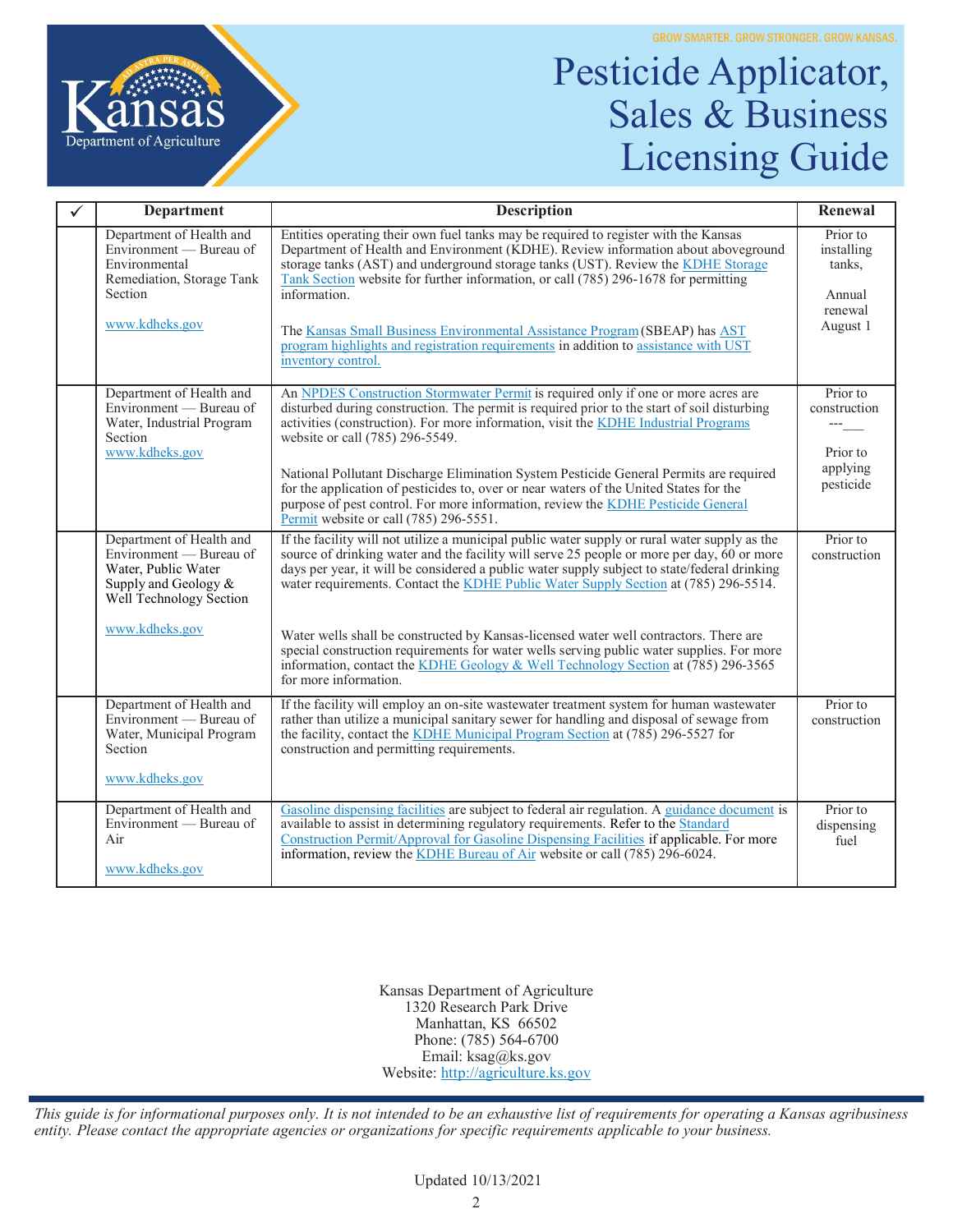GROW SMARTER. GROW STRONGER. GROW KANSAS.

Kansas Department of Agriculture

# Pesticide Applicator, Sales & Business Licensing Guide

| ✓ | Department | Description | Renewal |
|---|---|---|---|
| | Department of Health and Environment — Bureau of Environmental Remediation, Storage Tank Section<br><br>www.kdheks.gov | Entities operating their own fuel tanks may be required to register with the Kansas Department of Health and Environment (KDHE). Review information about aboveground storage tanks (AST) and underground storage tanks (UST). Review the KDHE Storage Tank Section website for further information, or call (785) 296-1678 for permitting information.<br><br>The Kansas Small Business Environmental Assistance Program (SBEAP) has AST program highlights and registration requirements in addition to assistance with UST inventory control. | Prior to installing tanks,<br><br>Annual renewal August 1 |
| | Department of Health and Environment — Bureau of Water, Industrial Program Section<br>www.kdheks.gov | An NPDES Construction Stormwater Permit is required only if one or more acres are disturbed during construction. The permit is required prior to the start of soil disturbing activities (construction). For more information, visit the KDHE Industrial Programs website or call (785) 296-5549.<br><br>National Pollutant Discharge Elimination System Pesticide General Permits are required for the application of pesticides to, over or near waters of the United States for the purpose of pest control. For more information, review the KDHE Pesticide General Permit website or call (785) 296-5551. | Prior to construction<br>---___<br><br>Prior to applying pesticide |
| | Department of Health and Environment — Bureau of Water, Public Water Supply and Geology & Well Technology Section<br><br>www.kdheks.gov | If the facility will not utilize a municipal public water supply or rural water supply as the source of drinking water and the facility will serve 25 people or more per day, 60 or more days per year, it will be considered a public water supply subject to state/federal drinking water requirements. Contact the KDHE Public Water Supply Section at (785) 296-5514.<br><br>Water wells shall be constructed by Kansas-licensed water well contractors. There are special construction requirements for water wells serving public water supplies. For more information, contact the KDHE Geology & Well Technology Section at (785) 296-3565 for more information. | Prior to construction |
| | Department of Health and Environment — Bureau of Water, Municipal Program Section<br><br>www.kdheks.gov | If the facility will employ an on-site wastewater treatment system for human wastewater rather than utilize a municipal sanitary sewer for handling and disposal of sewage from the facility, contact the KDHE Municipal Program Section at (785) 296-5527 for construction and permitting requirements. | Prior to construction |
| | Department of Health and Environment — Bureau of Air<br><br>www.kdheks.gov | Gasoline dispensing facilities are subject to federal air regulation. A guidance document is available to assist in determining regulatory requirements. Refer to the Standard Construction Permit/Approval for Gasoline Dispensing Facilities if applicable. For more information, review the KDHE Bureau of Air website or call (785) 296-6024. | Prior to dispensing fuel |

Kansas Department of Agriculture
1320 Research Park Drive
Manhattan, KS 66502
Phone: (785) 564-6700
Email: ksag@ks.gov
Website: http://agriculture.ks.gov

*This guide is for informational purposes only. It is not intended to be an exhaustive list of requirements for operating a Kansas agribusiness entity. Please contact the appropriate agencies or organizations for specific requirements applicable to your business.*

Updated 10/13/2021